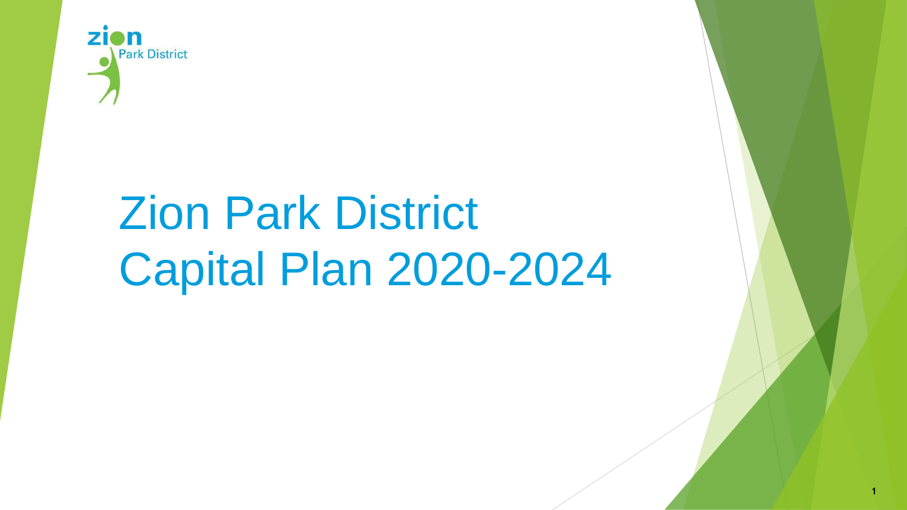zion Park District

# Zion Park District Capital Plan 2020-2024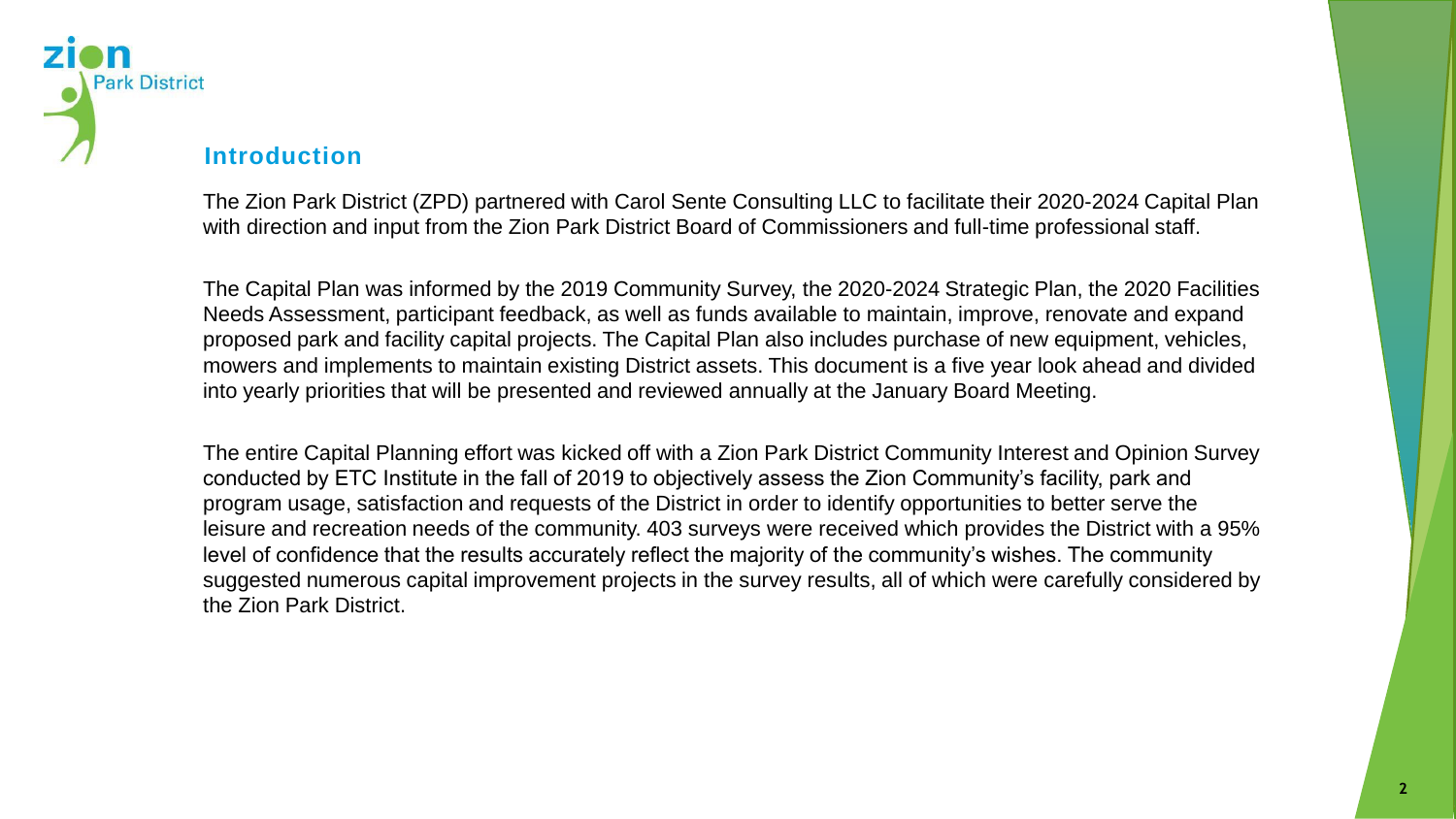## Introduction

The Zion Park District (ZPD) partnered with Carol Sente Consulting LLC to facilitate their 2020-2024 Capital Plan with direction and input from the Zion Park District Board of Commissioners and full-time professional staff.

The Capital Plan was informed by the 2019 Community Survey, the 2020-2024 Strategic Plan, the 2020 Facilities Needs Assessment, participant feedback, as well as funds available to maintain, improve, renovate and expand proposed park and facility capital projects. The Capital Plan also includes purchase of new equipment, vehicles, mowers and implements to maintain existing District assets. This document is a five year look ahead and divided into yearly priorities that will be presented and reviewed annually at the January Board Meeting.

The entire Capital Planning effort was kicked off with a Zion Park District Community Interest and Opinion Survey conducted by ETC Institute in the fall of 2019 to objectively assess the Zion Community's facility, park and program usage, satisfaction and requests of the District in order to identify opportunities to better serve the leisure and recreation needs of the community. 403 surveys were received which provides the District with a 95% level of confidence that the results accurately reflect the majority of the community's wishes. The community suggested numerous capital improvement projects in the survey results, all of which were carefully considered by the Zion Park District.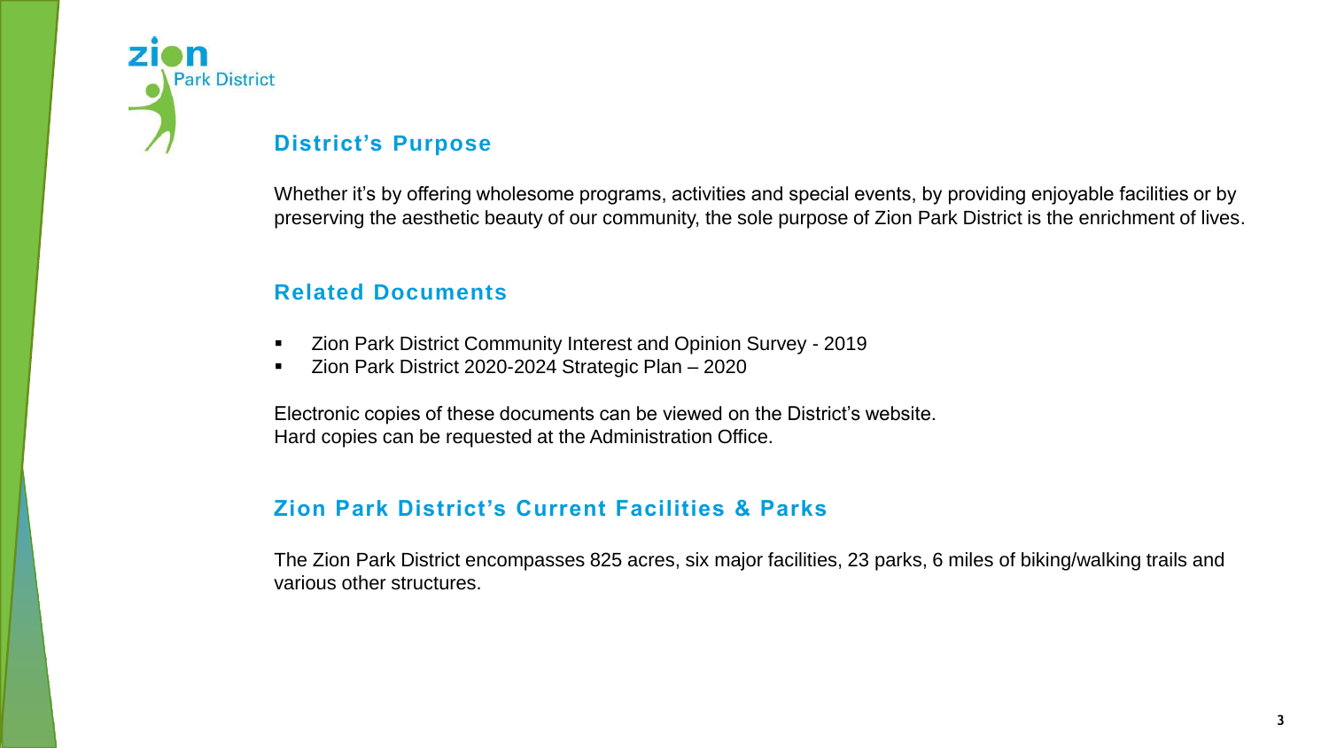## District's Purpose

Whether it's by offering wholesome programs, activities and special events, by providing enjoyable facilities or by preserving the aesthetic beauty of our community, the sole purpose of Zion Park District is the enrichment of lives.

## Related Documents

- Zion Park District Community Interest and Opinion Survey - 2019
- Zion Park District 2020-2024 Strategic Plan – 2020

Electronic copies of these documents can be viewed on the District's website.
Hard copies can be requested at the Administration Office.

## Zion Park District's Current Facilities & Parks

The Zion Park District encompasses 825 acres, six major facilities, 23 parks, 6 miles of biking/walking trails and various other structures.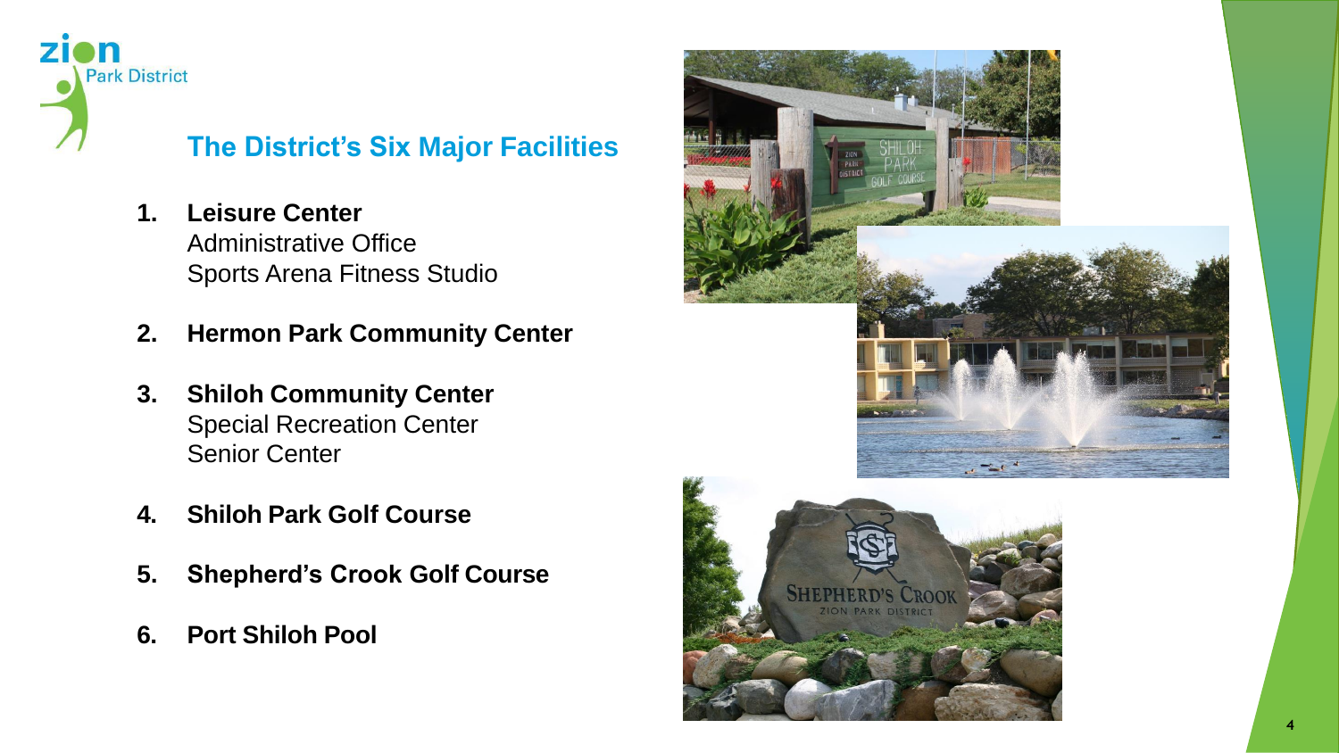## The District's Six Major Facilities

1. **Leisure Center**
   Administrative Office
   Sports Arena Fitness Studio

2. **Hermon Park Community Center**

3. **Shiloh Community Center**
   Special Recreation Center
   Senior Center

4. **Shiloh Park Golf Course**

5. **Shepherd's Crook Golf Course**

6. **Port Shiloh Pool**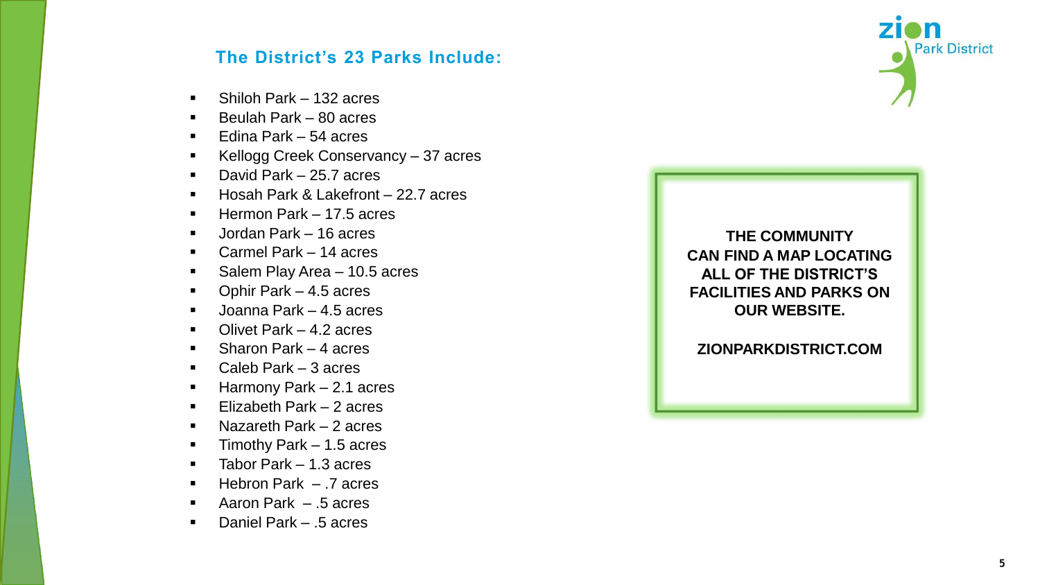## The District's 23 Parks Include:

- Shiloh Park – 132 acres
- Beulah Park – 80 acres
- Edina Park – 54 acres
- Kellogg Creek Conservancy – 37 acres
- David Park – 25.7 acres
- Hosah Park & Lakefront – 22.7 acres
- Hermon Park – 17.5 acres
- Jordan Park – 16 acres
- Carmel Park – 14 acres
- Salem Play Area – 10.5 acres
- Ophir Park – 4.5 acres
- Joanna Park – 4.5 acres
- Olivet Park – 4.2 acres
- Sharon Park – 4 acres
- Caleb Park – 3 acres
- Harmony Park – 2.1 acres
- Elizabeth Park – 2 acres
- Nazareth Park – 2 acres
- Timothy Park – 1.5 acres
- Tabor Park – 1.3 acres
- Hebron Park – .7 acres
- Aaron Park – .5 acres
- Daniel Park – .5 acres

zion Park District

**THE COMMUNITY CAN FIND A MAP LOCATING ALL OF THE DISTRICT'S FACILITIES AND PARKS ON OUR WEBSITE.**

**ZIONPARKDISTRICT.COM**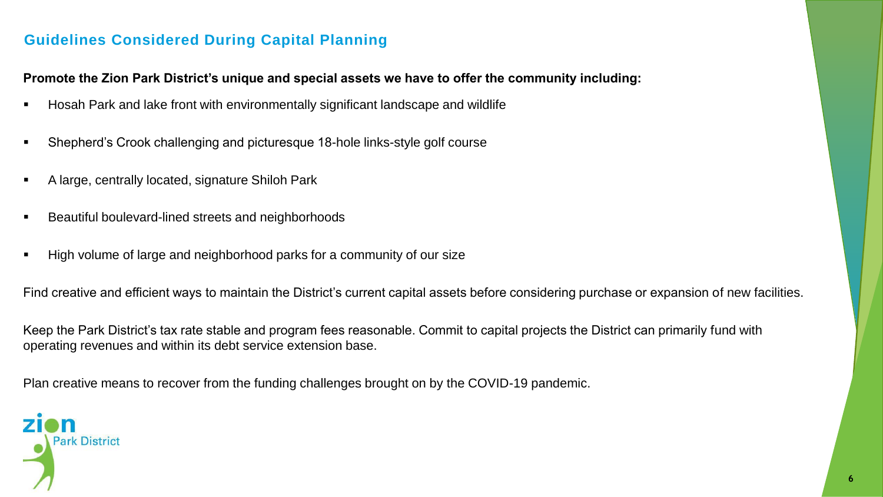## Guidelines Considered During Capital Planning

**Promote the Zion Park District's unique and special assets we have to offer the community including:**

- Hosah Park and lake front with environmentally significant landscape and wildlife
- Shepherd's Crook challenging and picturesque 18-hole links-style golf course
- A large, centrally located, signature Shiloh Park
- Beautiful boulevard-lined streets and neighborhoods
- High volume of large and neighborhood parks for a community of our size

Find creative and efficient ways to maintain the District's current capital assets before considering purchase or expansion of new facilities.

Keep the Park District's tax rate stable and program fees reasonable. Commit to capital projects the District can primarily fund with operating revenues and within its debt service extension base.

Plan creative means to recover from the funding challenges brought on by the COVID-19 pandemic.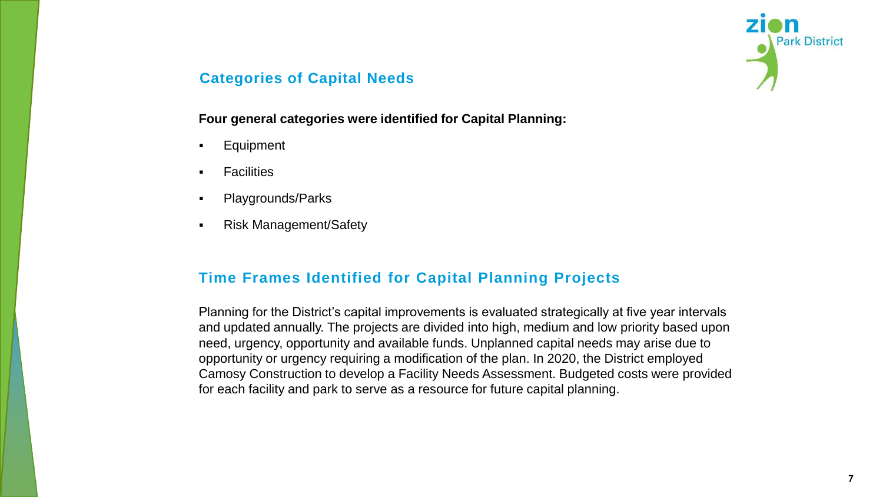## Categories of Capital Needs

**Four general categories were identified for Capital Planning:**

- Equipment
- Facilities
- Playgrounds/Parks
- Risk Management/Safety

## Time Frames Identified for Capital Planning Projects

Planning for the District's capital improvements is evaluated strategically at five year intervals and updated annually. The projects are divided into high, medium and low priority based upon need, urgency, opportunity and available funds. Unplanned capital needs may arise due to opportunity or urgency requiring a modification of the plan. In 2020, the District employed Camosy Construction to develop a Facility Needs Assessment. Budgeted costs were provided for each facility and park to serve as a resource for future capital planning.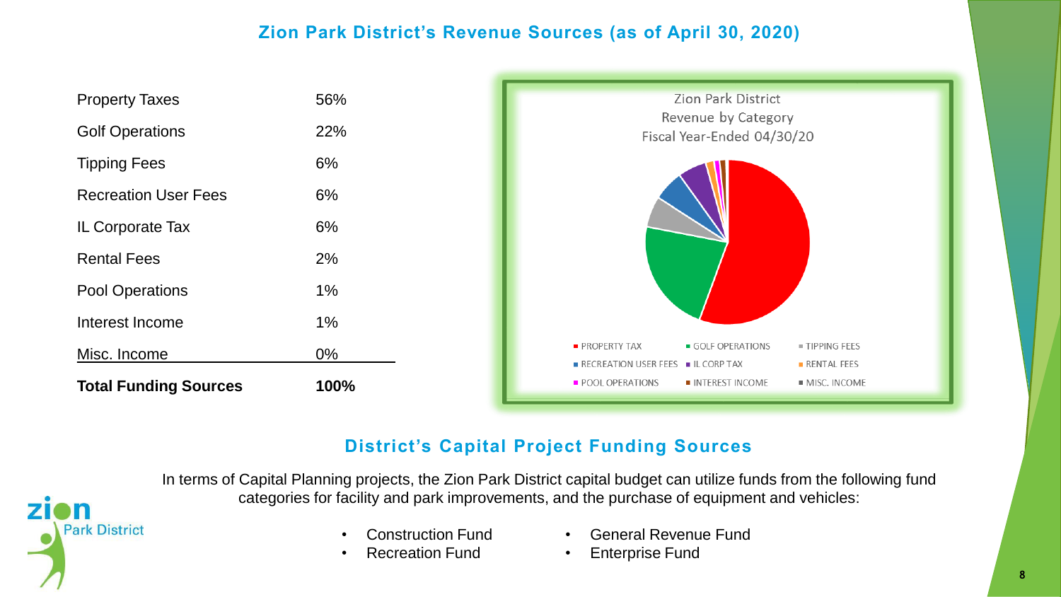## Zion Park District's Revenue Sources (as of April 30, 2020)

| Property Taxes | 56% |
| --- | --- |
| Golf Operations | 22% |
| Tipping Fees | 6% |
| Recreation User Fees | 6% |
| IL Corporate Tax | 6% |
| Rental Fees | 2% |
| Pool Operations | 1% |
| Interest Income | 1% |
| Misc. Income | 0% |
| **Total Funding Sources** | **100%** |

Zion Park District
Revenue by Category
Fiscal Year-Ended 04/30/20

PROPERTY TAX, GOLF OPERATIONS, TIPPING FEES, RECREATION USER FEES, IL CORP TAX, RENTAL FEES, POOL OPERATIONS, INTEREST INCOME, MISC. INCOME

## District's Capital Project Funding Sources

In terms of Capital Planning projects, the Zion Park District capital budget can utilize funds from the following fund categories for facility and park improvements, and the purchase of equipment and vehicles:

- Construction Fund
- Recreation Fund
- General Revenue Fund
- Enterprise Fund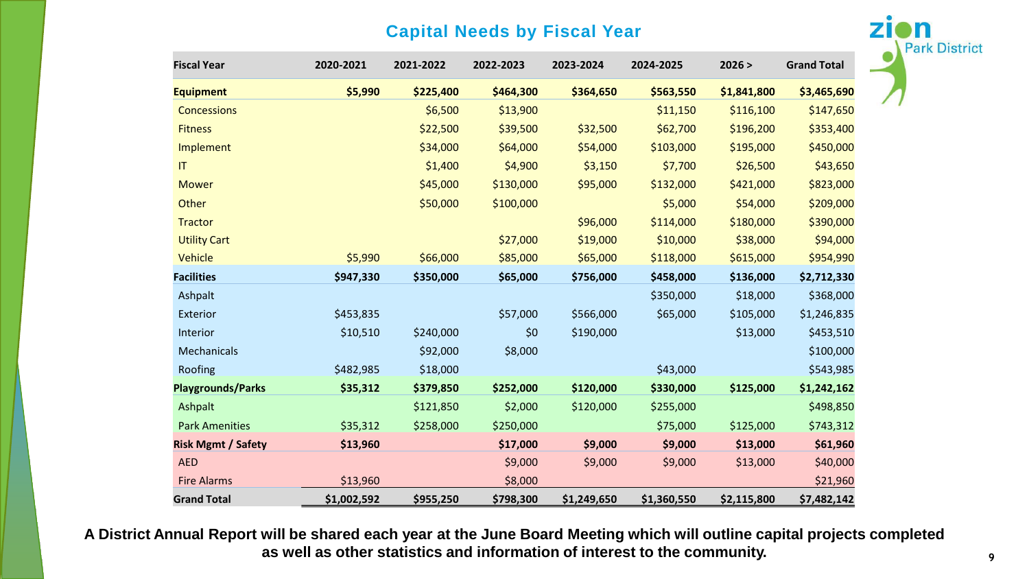## Capital Needs by Fiscal Year

| Fiscal Year | 2020-2021 | 2021-2022 | 2022-2023 | 2023-2024 | 2024-2025 | 2026 > | Grand Total |
|---|---|---|---|---|---|---|---|
| **Equipment** | **$5,990** | **$225,400** | **$464,300** | **$364,650** | **$563,550** | **$1,841,800** | **$3,465,690** |
| Concessions | | $6,500 | $13,900 | | $11,150 | $116,100 | $147,650 |
| Fitness | | $22,500 | $39,500 | $32,500 | $62,700 | $196,200 | $353,400 |
| Implement | | $34,000 | $64,000 | $54,000 | $103,000 | $195,000 | $450,000 |
| IT | | $1,400 | $4,900 | $3,150 | $7,700 | $26,500 | $43,650 |
| Mower | | $45,000 | $130,000 | $95,000 | $132,000 | $421,000 | $823,000 |
| Other | | $50,000 | $100,000 | | $5,000 | $54,000 | $209,000 |
| Tractor | | | | $96,000 | $114,000 | $180,000 | $390,000 |
| Utility Cart | | | $27,000 | $19,000 | $10,000 | $38,000 | $94,000 |
| Vehicle | $5,990 | $66,000 | $85,000 | $65,000 | $118,000 | $615,000 | $954,990 |
| **Facilities** | **$947,330** | **$350,000** | **$65,000** | **$756,000** | **$458,000** | **$136,000** | **$2,712,330** |
| Ashpalt | | | | | $350,000 | $18,000 | $368,000 |
| Exterior | $453,835 | | $57,000 | $566,000 | $65,000 | $105,000 | $1,246,835 |
| Interior | $10,510 | $240,000 | $0 | $190,000 | | $13,000 | $453,510 |
| Mechanicals | | $92,000 | $8,000 | | | | $100,000 |
| Roofing | $482,985 | $18,000 | | | $43,000 | | $543,985 |
| **Playgrounds/Parks** | **$35,312** | **$379,850** | **$252,000** | **$120,000** | **$330,000** | **$125,000** | **$1,242,162** |
| Ashpalt | | $121,850 | $2,000 | $120,000 | $255,000 | | $498,850 |
| Park Amenities | $35,312 | $258,000 | $250,000 | | $75,000 | $125,000 | $743,312 |
| **Risk Mgmt / Safety** | **$13,960** | | **$17,000** | **$9,000** | **$9,000** | **$13,000** | **$61,960** |
| AED | | | $9,000 | $9,000 | $9,000 | $13,000 | $40,000 |
| Fire Alarms | $13,960 | | $8,000 | | | | $21,960 |
| **Grand Total** | **$1,002,592** | **$955,250** | **$798,300** | **$1,249,650** | **$1,360,550** | **$2,115,800** | **$7,482,142** |

**A District Annual Report will be shared each year at the June Board Meeting which will outline capital projects completed as well as other statistics and information of interest to the community.**